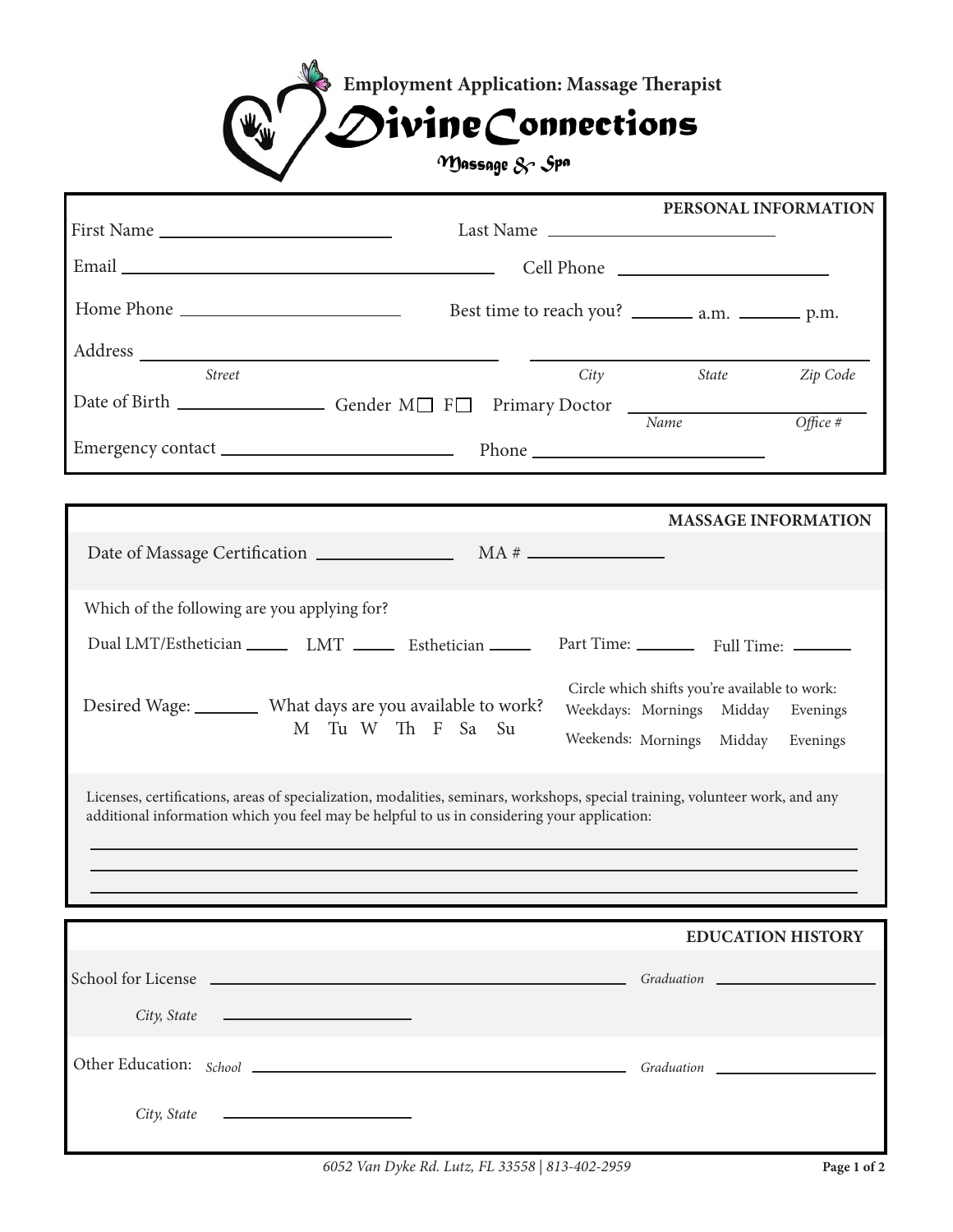# Employment Application: Massage Therapist

## Divine Connections

### Massage & Spa

## PERSONAL INFORMATION

First Name ______________________ Last Name ______________________

Email ______________________________ Cell Phone ______________________

Home Phone ______________________ Best time to reach you? ______ a.m. ______ p.m.

Address ______________________________ ______________________________
*Street* *City* *State* *Zip Code*

Date of Birth ______________ Gender M☐ F☐ Primary Doctor ______________________
*Name* *Office #*

Emergency contact ______________________ Phone ______________________

## MASSAGE INFORMATION

Date of Massage Certification ______________ MA # ______________

Which of the following are you applying for?

Dual LMT/Esthetician _____ LMT _____ Esthetician _____ Part Time: _______ Full Time: _______

Desired Wage: _______ What days are you available to work?
M Tu W Th F Sa Su

Circle which shifts you're available to work:
Weekdays: Mornings Midday Evenings
Weekends: Mornings Midday Evenings

Licenses, certifications, areas of specialization, modalities, seminars, workshops, special training, volunteer work, and any additional information which you feel may be helpful to us in considering your application:

______________________________________________________________________

______________________________________________________________________

______________________________________________________________________

## EDUCATION HISTORY

School for License ______________________________ *Graduation* ______________

*City, State* ______________________

Other Education: *School* ______________________________ *Graduation* ______________

*City, State* ______________________

*6052 Van Dyke Rd. Lutz, FL 33558 | 813-402-2959*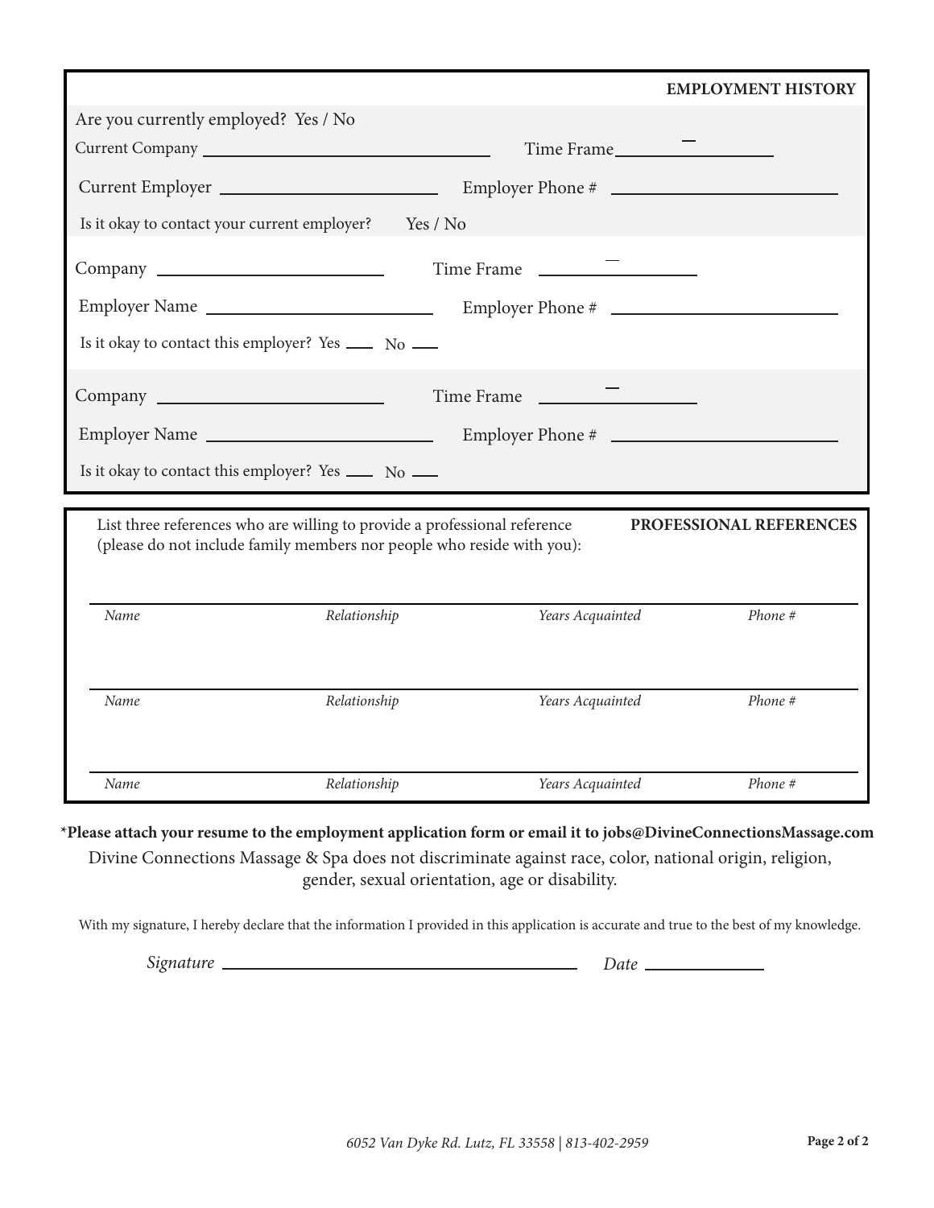## EMPLOYMENT HISTORY

Are you currently employed? Yes / No

Current Company ______________________________ Time Frame _______ – _______

Current Employer ______________________________ Employer Phone # ______________________________

Is it okay to contact your current employer? Yes / No

Company ______________________________ Time Frame _______ – _______

Employer Name ______________________________ Employer Phone # ______________________________

Is it okay to contact this employer? Yes ____ No ____

Company ______________________________ Time Frame _______ – _______

Employer Name ______________________________ Employer Phone # ______________________________

Is it okay to contact this employer? Yes ____ No ____

## PROFESSIONAL REFERENCES

List three references who are willing to provide a professional reference (please do not include family members nor people who reside with you):

| *Name* | *Relationship* | *Years Acquainted* | *Phone #* |
|---|---|---|---|
| | | | |
| | | | |
| | | | |

**\*Please attach your resume to the employment application form or email it to jobs@DivineConnectionsMassage.com**

Divine Connections Massage & Spa does not discriminate against race, color, national origin, religion, gender, sexual orientation, age or disability.

With my signature, I hereby declare that the information I provided in this application is accurate and true to the best of my knowledge.

*Signature* ______________________________ *Date* ______________

*6052 Van Dyke Rd. Lutz, FL 33558 | 813-402-2959*